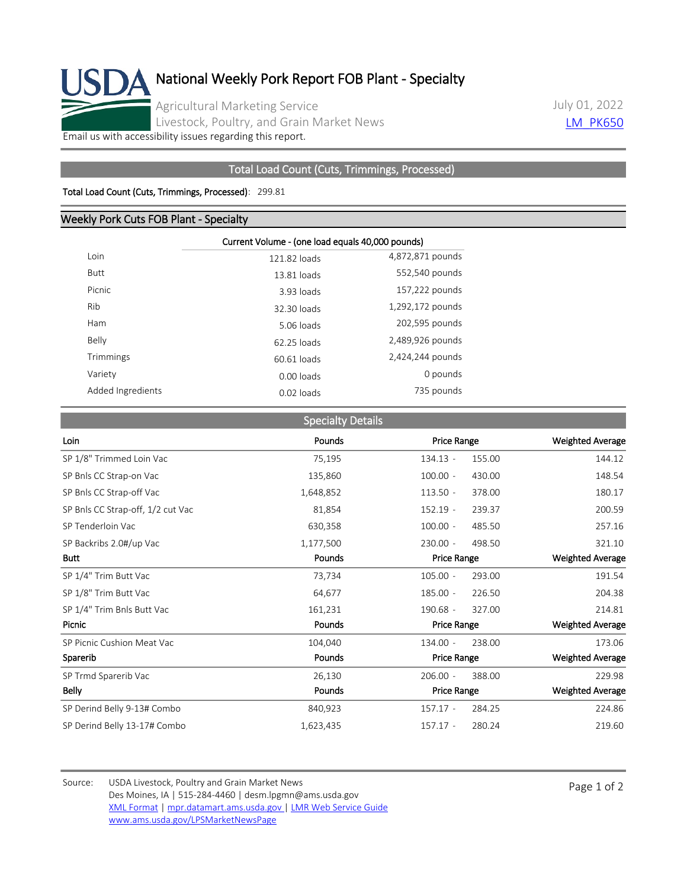# National Weekly Pork Report FOB Plant - Specialty

Agricultural Marketing Service
Livestock, Poultry, and Grain Market News

July 01, 2022
LM_PK650

Email us with accessibility issues regarding this report.

## Total Load Count (Cuts, Trimmings, Processed)

**Total Load Count (Cuts, Trimmings, Processed)**: 299.81

## Weekly Pork Cuts FOB Plant - Specialty

| | Current Volume - (one load equals 40,000 pounds) | |
|---|---|---|
| Loin | 121.82 loads | 4,872,871 pounds |
| Butt | 13.81 loads | 552,540 pounds |
| Picnic | 3.93 loads | 157,222 pounds |
| Rib | 32.30 loads | 1,292,172 pounds |
| Ham | 5.06 loads | 202,595 pounds |
| Belly | 62.25 loads | 2,489,926 pounds |
| Trimmings | 60.61 loads | 2,424,244 pounds |
| Variety | 0.00 loads | 0 pounds |
| Added Ingredients | 0.02 loads | 735 pounds |

## Specialty Details

| Loin | Pounds | Price Range | Weighted Average |
|---|---|---|---|
| SP 1/8" Trimmed Loin Vac | 75,195 | 134.13 - 155.00 | 144.12 |
| SP Bnls CC Strap-on Vac | 135,860 | 100.00 - 430.00 | 148.54 |
| SP Bnls CC Strap-off Vac | 1,648,852 | 113.50 - 378.00 | 180.17 |
| SP Bnls CC Strap-off, 1/2 cut Vac | 81,854 | 152.19 - 239.37 | 200.59 |
| SP Tenderloin Vac | 630,358 | 100.00 - 485.50 | 257.16 |
| SP Backribs 2.0#/up Vac | 1,177,500 | 230.00 - 498.50 | 321.10 |

| Butt | Pounds | Price Range | Weighted Average |
|---|---|---|---|
| SP 1/4" Trim Butt Vac | 73,734 | 105.00 - 293.00 | 191.54 |
| SP 1/8" Trim Butt Vac | 64,677 | 185.00 - 226.50 | 204.38 |
| SP 1/4" Trim Bnls Butt Vac | 161,231 | 190.68 - 327.00 | 214.81 |

| Picnic | Pounds | Price Range | Weighted Average |
|---|---|---|---|
| SP Picnic Cushion Meat Vac | 104,040 | 134.00 - 238.00 | 173.06 |

| Sparerib | Pounds | Price Range | Weighted Average |
|---|---|---|---|
| SP Trmd Sparerib Vac | 26,130 | 206.00 - 388.00 | 229.98 |

| Belly | Pounds | Price Range | Weighted Average |
|---|---|---|---|
| SP Derind Belly 9-13# Combo | 840,923 | 157.17 - 284.25 | 224.86 |
| SP Derind Belly 13-17# Combo | 1,623,435 | 157.17 - 280.24 | 219.60 |

Source: USDA Livestock, Poultry and Grain Market News
Des Moines, IA | 515-284-4460 | desm.lpgmn@ams.usda.gov
XML Format | mpr.datamart.ams.usda.gov | LMR Web Service Guide
www.ams.usda.gov/LPSMarketNewsPage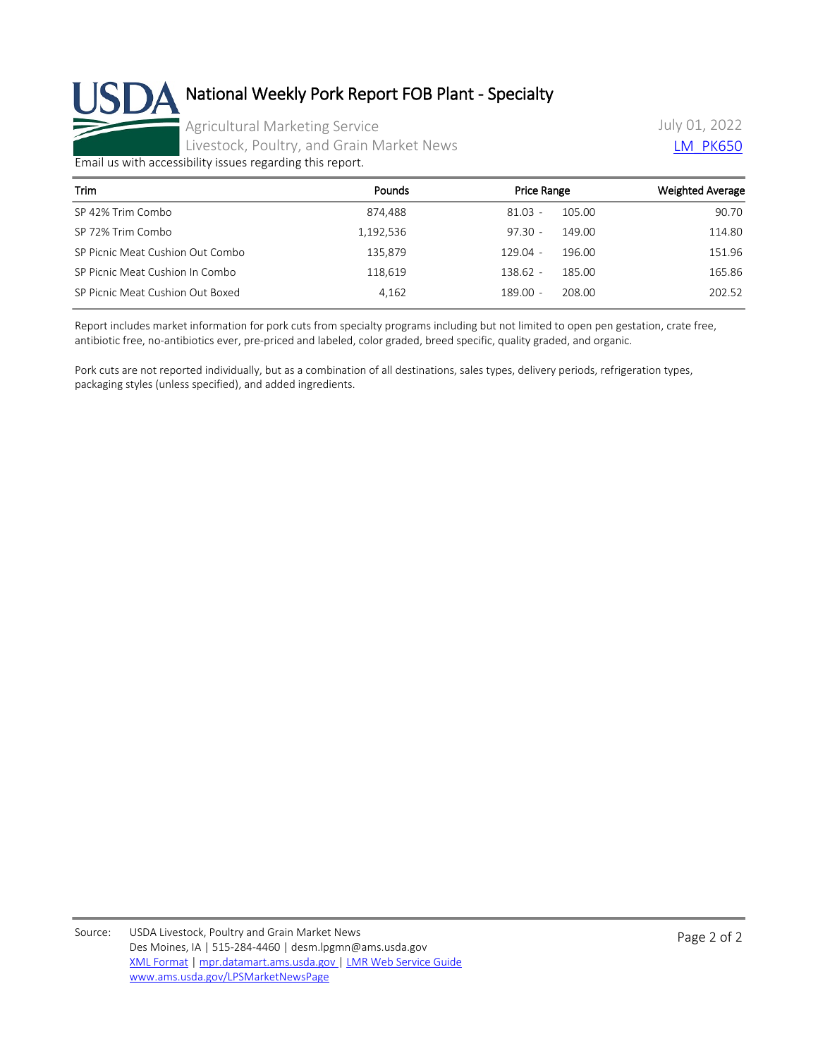# National Weekly Pork Report FOB Plant - Specialty

Agricultural Marketing Service
Livestock, Poultry, and Grain Market News

July 01, 2022
LM_PK650

Email us with accessibility issues regarding this report.

| Trim | Pounds | Price Range | | Weighted Average |
|---|---|---|---|---|
| SP 42% Trim Combo | 874,488 | 81.03 - | 105.00 | 90.70 |
| SP 72% Trim Combo | 1,192,536 | 97.30 - | 149.00 | 114.80 |
| SP Picnic Meat Cushion Out Combo | 135,879 | 129.04 - | 196.00 | 151.96 |
| SP Picnic Meat Cushion In Combo | 118,619 | 138.62 - | 185.00 | 165.86 |
| SP Picnic Meat Cushion Out Boxed | 4,162 | 189.00 - | 208.00 | 202.52 |

Report includes market information for pork cuts from specialty programs including but not limited to open pen gestation, crate free, antibiotic free, no-antibiotics ever, pre-priced and labeled, color graded, breed specific, quality graded, and organic.

Pork cuts are not reported individually, but as a combination of all destinations, sales types, delivery periods, refrigeration types, packaging styles (unless specified), and added ingredients.

Source: USDA Livestock, Poultry and Grain Market News
Des Moines, IA | 515-284-4460 | desm.lpgmn@ams.usda.gov
XML Format | mpr.datamart.ams.usda.gov | LMR Web Service Guide
www.ams.usda.gov/LPSMarketNewsPage